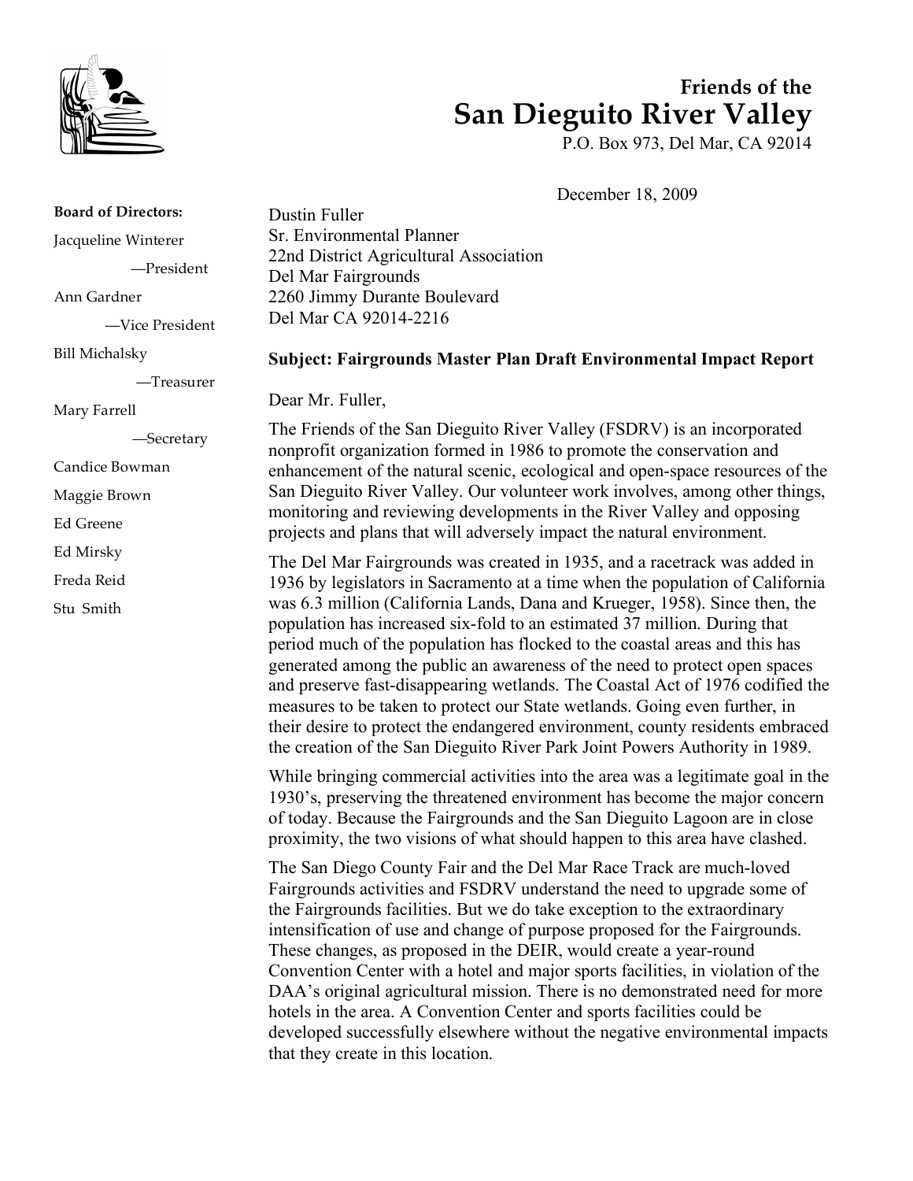# Friends of the
# San Dieguito River Valley

P.O. Box 973, Del Mar, CA 92014

**Board of Directors:**

Jacqueline Winterer —President

Ann Gardner —Vice President

Bill Michalsky —Treasurer

Mary Farrell —Secretary

Candice Bowman

Maggie Brown

Ed Greene

Ed Mirsky

Freda Reid

Stu Smith

December 18, 2009

Dustin Fuller
Sr. Environmental Planner
22nd District Agricultural Association
Del Mar Fairgrounds
2260 Jimmy Durante Boulevard
Del Mar CA 92014-2216

**Subject: Fairgrounds Master Plan Draft Environmental Impact Report**

Dear Mr. Fuller,

The Friends of the San Dieguito River Valley (FSDRV) is an incorporated nonprofit organization formed in 1986 to promote the conservation and enhancement of the natural scenic, ecological and open-space resources of the San Dieguito River Valley. Our volunteer work involves, among other things, monitoring and reviewing developments in the River Valley and opposing projects and plans that will adversely impact the natural environment.

The Del Mar Fairgrounds was created in 1935, and a racetrack was added in 1936 by legislators in Sacramento at a time when the population of California was 6.3 million (California Lands, Dana and Krueger, 1958). Since then, the population has increased six-fold to an estimated 37 million. During that period much of the population has flocked to the coastal areas and this has generated among the public an awareness of the need to protect open spaces and preserve fast-disappearing wetlands. The Coastal Act of 1976 codified the measures to be taken to protect our State wetlands. Going even further, in their desire to protect the endangered environment, county residents embraced the creation of the San Dieguito River Park Joint Powers Authority in 1989.

While bringing commercial activities into the area was a legitimate goal in the 1930's, preserving the threatened environment has become the major concern of today. Because the Fairgrounds and the San Dieguito Lagoon are in close proximity, the two visions of what should happen to this area have clashed.

The San Diego County Fair and the Del Mar Race Track are much-loved Fairgrounds activities and FSDRV understand the need to upgrade some of the Fairgrounds facilities. But we do take exception to the extraordinary intensification of use and change of purpose proposed for the Fairgrounds. These changes, as proposed in the DEIR, would create a year-round Convention Center with a hotel and major sports facilities, in violation of the DAA's original agricultural mission. There is no demonstrated need for more hotels in the area. A Convention Center and sports facilities could be developed successfully elsewhere without the negative environmental impacts that they create in this location.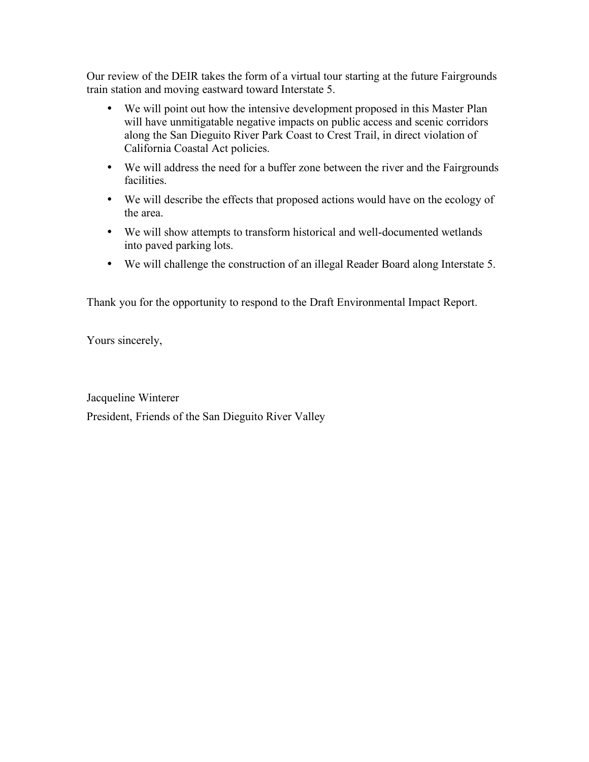Our review of the DEIR takes the form of a virtual tour starting at the future Fairgrounds train station and moving eastward toward Interstate 5.

- We will point out how the intensive development proposed in this Master Plan will have unmitigatable negative impacts on public access and scenic corridors along the San Dieguito River Park Coast to Crest Trail, in direct violation of California Coastal Act policies.
- We will address the need for a buffer zone between the river and the Fairgrounds facilities.
- We will describe the effects that proposed actions would have on the ecology of the area.
- We will show attempts to transform historical and well-documented wetlands into paved parking lots.
- We will challenge the construction of an illegal Reader Board along Interstate 5.

Thank you for the opportunity to respond to the Draft Environmental Impact Report.

Yours sincerely,

Jacqueline Winterer

President, Friends of the San Dieguito River Valley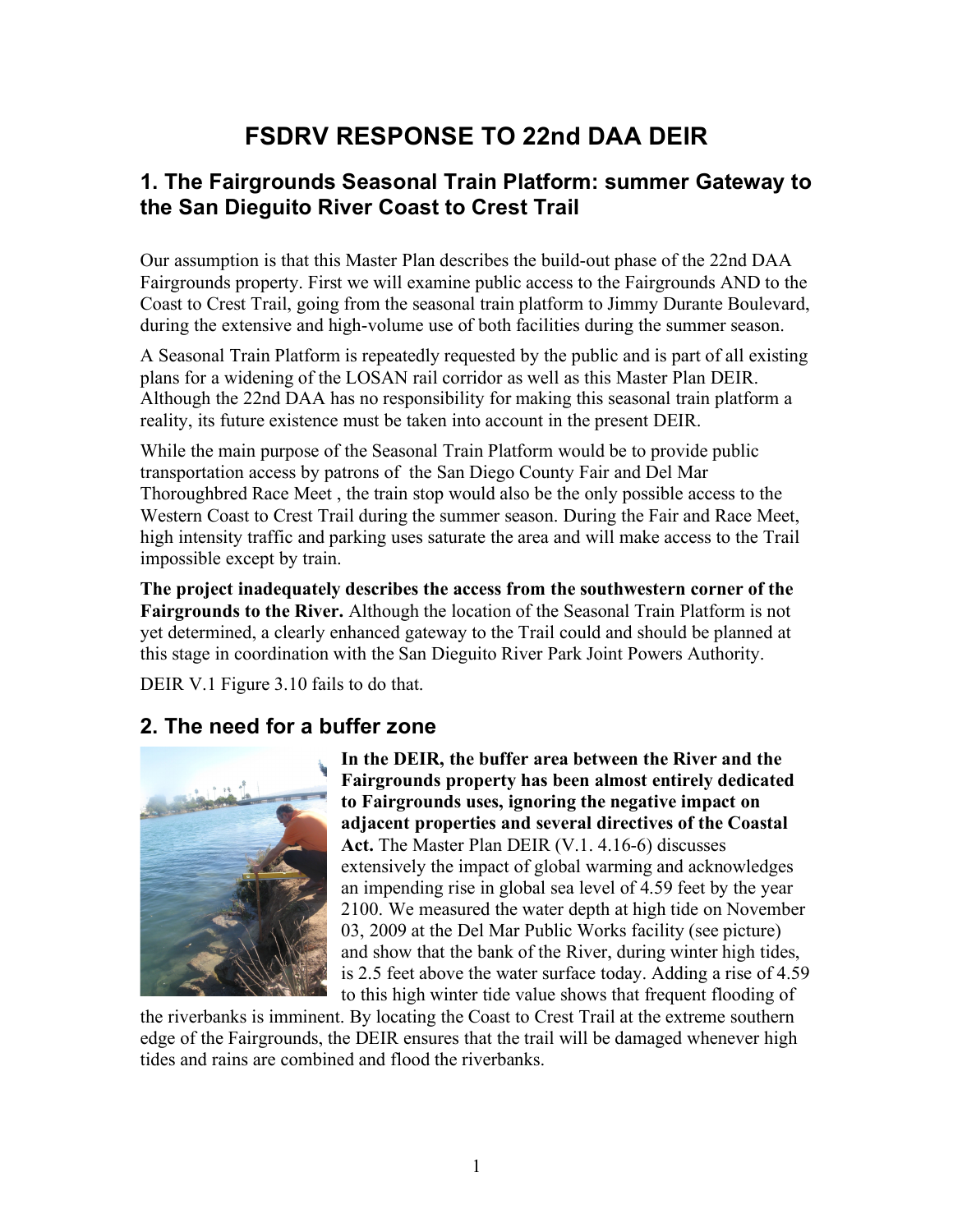# FSDRV RESPONSE TO 22nd DAA DEIR

## 1. The Fairgrounds Seasonal Train Platform: summer Gateway to the San Dieguito River Coast to Crest Trail

Our assumption is that this Master Plan describes the build-out phase of the 22nd DAA Fairgrounds property. First we will examine public access to the Fairgrounds AND to the Coast to Crest Trail, going from the seasonal train platform to Jimmy Durante Boulevard, during the extensive and high-volume use of both facilities during the summer season.

A Seasonal Train Platform is repeatedly requested by the public and is part of all existing plans for a widening of the LOSAN rail corridor as well as this Master Plan DEIR. Although the 22nd DAA has no responsibility for making this seasonal train platform a reality, its future existence must be taken into account in the present DEIR.

While the main purpose of the Seasonal Train Platform would be to provide public transportation access by patrons of the San Diego County Fair and Del Mar Thoroughbred Race Meet , the train stop would also be the only possible access to the Western Coast to Crest Trail during the summer season. During the Fair and Race Meet, high intensity traffic and parking uses saturate the area and will make access to the Trail impossible except by train.

**The project inadequately describes the access from the southwestern corner of the Fairgrounds to the River.** Although the location of the Seasonal Train Platform is not yet determined, a clearly enhanced gateway to the Trail could and should be planned at this stage in coordination with the San Dieguito River Park Joint Powers Authority.

DEIR V.1 Figure 3.10 fails to do that.

## 2. The need for a buffer zone

**In the DEIR, the buffer area between the River and the Fairgrounds property has been almost entirely dedicated to Fairgrounds uses, ignoring the negative impact on adjacent properties and several directives of the Coastal Act.** The Master Plan DEIR (V.1. 4.16-6) discusses extensively the impact of global warming and acknowledges an impending rise in global sea level of 4.59 feet by the year 2100. We measured the water depth at high tide on November 03, 2009 at the Del Mar Public Works facility (see picture) and show that the bank of the River, during winter high tides, is 2.5 feet above the water surface today. Adding a rise of 4.59 to this high winter tide value shows that frequent flooding of the riverbanks is imminent. By locating the Coast to Crest Trail at the extreme southern edge of the Fairgrounds, the DEIR ensures that the trail will be damaged whenever high tides and rains are combined and flood the riverbanks.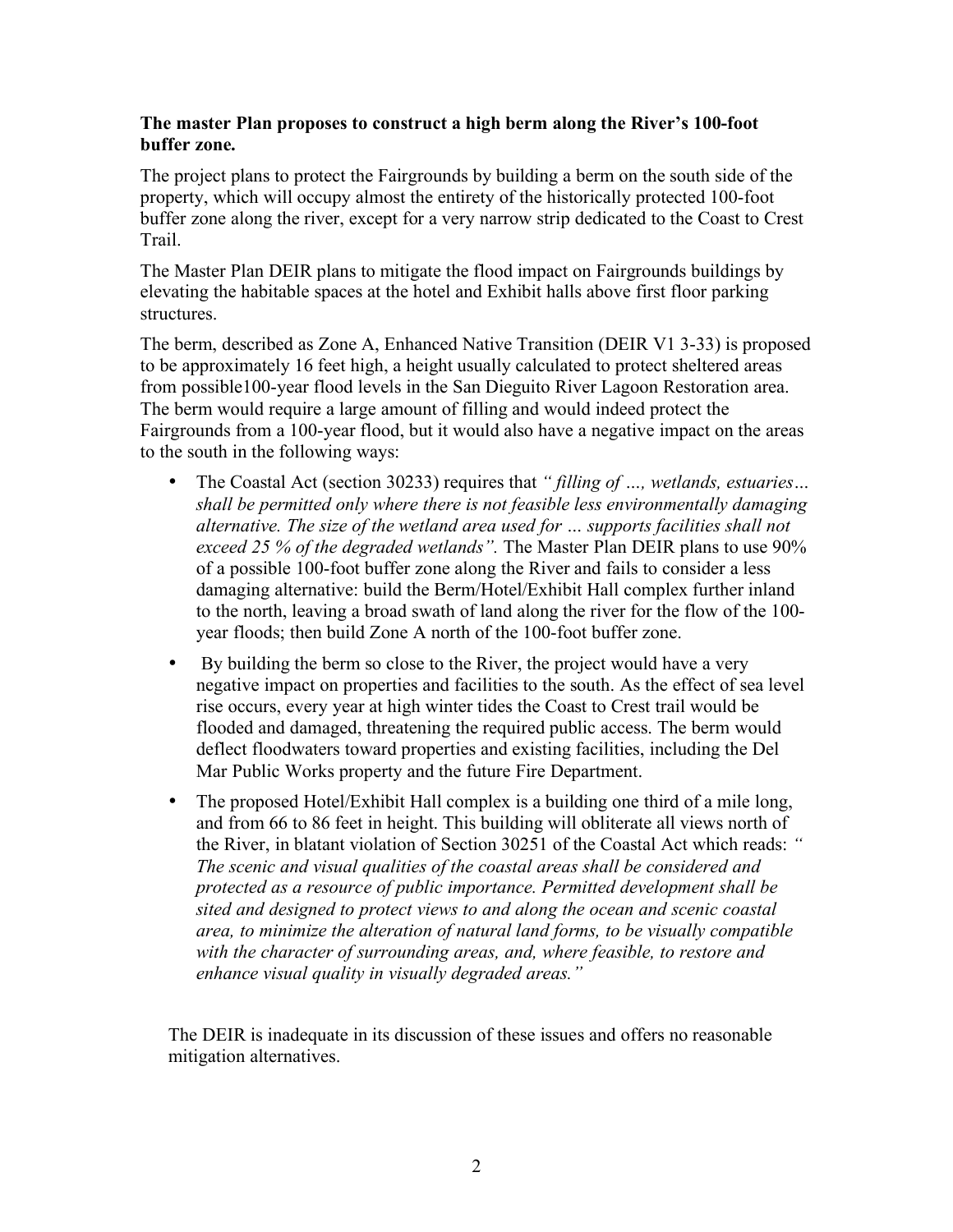**The master Plan proposes to construct a high berm along the River's 100-foot buffer zone.**

The project plans to protect the Fairgrounds by building a berm on the south side of the property, which will occupy almost the entirety of the historically protected 100-foot buffer zone along the river, except for a very narrow strip dedicated to the Coast to Crest Trail.

The Master Plan DEIR plans to mitigate the flood impact on Fairgrounds buildings by elevating the habitable spaces at the hotel and Exhibit halls above first floor parking structures.

The berm, described as Zone A, Enhanced Native Transition (DEIR V1 3-33) is proposed to be approximately 16 feet high, a height usually calculated to protect sheltered areas from possible100-year flood levels in the San Dieguito River Lagoon Restoration area. The berm would require a large amount of filling and would indeed protect the Fairgrounds from a 100-year flood, but it would also have a negative impact on the areas to the south in the following ways:

- The Coastal Act (section 30233) requires that *" filling of …, wetlands, estuaries… shall be permitted only where there is not feasible less environmentally damaging alternative. The size of the wetland area used for … supports facilities shall not exceed 25 % of the degraded wetlands".* The Master Plan DEIR plans to use 90% of a possible 100-foot buffer zone along the River and fails to consider a less damaging alternative: build the Berm/Hotel/Exhibit Hall complex further inland to the north, leaving a broad swath of land along the river for the flow of the 100-year floods; then build Zone A north of the 100-foot buffer zone.
- By building the berm so close to the River, the project would have a very negative impact on properties and facilities to the south. As the effect of sea level rise occurs, every year at high winter tides the Coast to Crest trail would be flooded and damaged, threatening the required public access. The berm would deflect floodwaters toward properties and existing facilities, including the Del Mar Public Works property and the future Fire Department.
- The proposed Hotel/Exhibit Hall complex is a building one third of a mile long, and from 66 to 86 feet in height. This building will obliterate all views north of the River, in blatant violation of Section 30251 of the Coastal Act which reads: *" The scenic and visual qualities of the coastal areas shall be considered and protected as a resource of public importance. Permitted development shall be sited and designed to protect views to and along the ocean and scenic coastal area, to minimize the alteration of natural land forms, to be visually compatible with the character of surrounding areas, and, where feasible, to restore and enhance visual quality in visually degraded areas."*

The DEIR is inadequate in its discussion of these issues and offers no reasonable mitigation alternatives.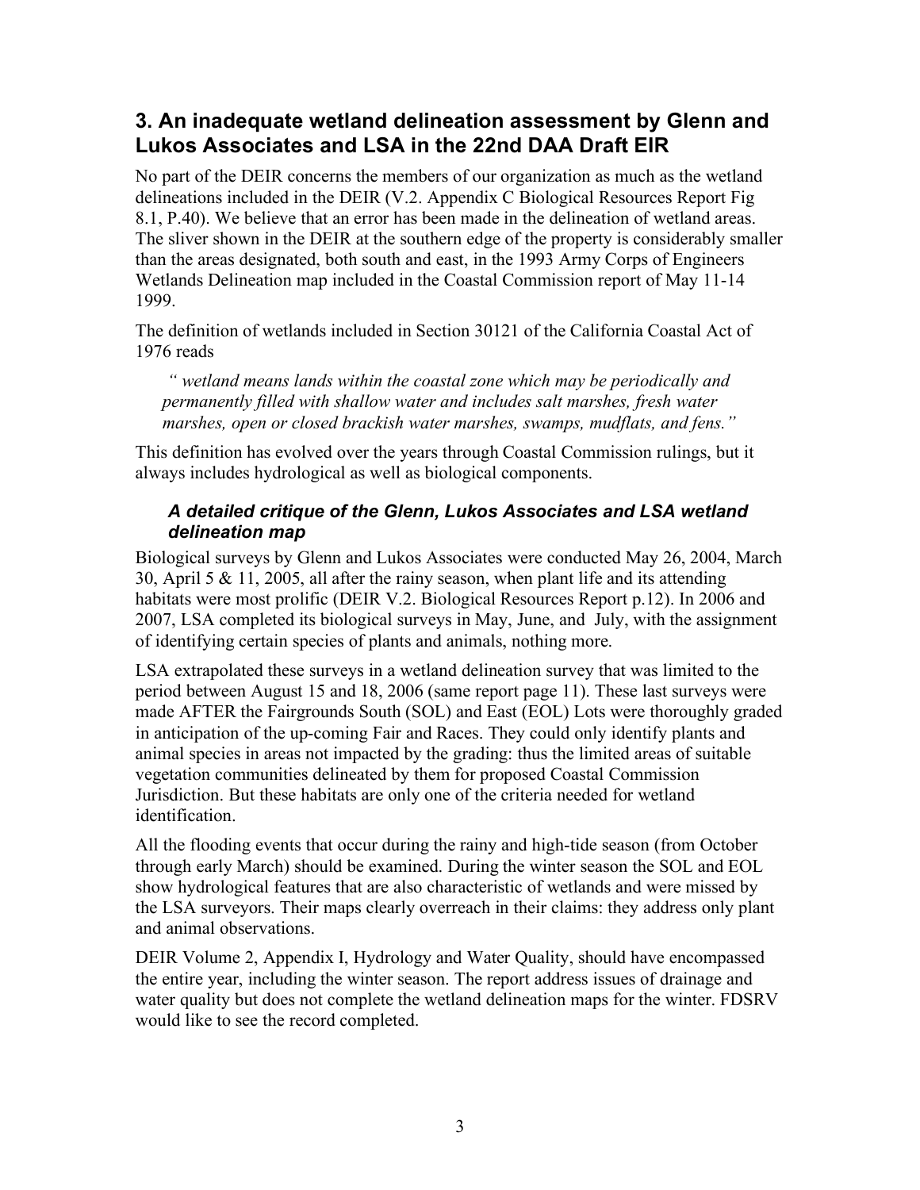## 3. An inadequate wetland delineation assessment by Glenn and Lukos Associates and LSA in the 22nd DAA Draft EIR

No part of the DEIR concerns the members of our organization as much as the wetland delineations included in the DEIR (V.2. Appendix C Biological Resources Report Fig 8.1, P.40). We believe that an error has been made in the delineation of wetland areas. The sliver shown in the DEIR at the southern edge of the property is considerably smaller than the areas designated, both south and east, in the 1993 Army Corps of Engineers Wetlands Delineation map included in the Coastal Commission report of May 11-14 1999.

The definition of wetlands included in Section 30121 of the California Coastal Act of 1976 reads

> *" wetland means lands within the coastal zone which may be periodically and permanently filled with shallow water and includes salt marshes, fresh water marshes, open or closed brackish water marshes, swamps, mudflats, and fens."*

This definition has evolved over the years through Coastal Commission rulings, but it always includes hydrological as well as biological components.

### *A detailed critique of the Glenn, Lukos Associates and LSA wetland delineation map*

Biological surveys by Glenn and Lukos Associates were conducted May 26, 2004, March 30, April 5 & 11, 2005, all after the rainy season, when plant life and its attending habitats were most prolific (DEIR V.2. Biological Resources Report p.12). In 2006 and 2007, LSA completed its biological surveys in May, June, and July, with the assignment of identifying certain species of plants and animals, nothing more.

LSA extrapolated these surveys in a wetland delineation survey that was limited to the period between August 15 and 18, 2006 (same report page 11). These last surveys were made AFTER the Fairgrounds South (SOL) and East (EOL) Lots were thoroughly graded in anticipation of the up-coming Fair and Races. They could only identify plants and animal species in areas not impacted by the grading: thus the limited areas of suitable vegetation communities delineated by them for proposed Coastal Commission Jurisdiction. But these habitats are only one of the criteria needed for wetland identification.

All the flooding events that occur during the rainy and high-tide season (from October through early March) should be examined. During the winter season the SOL and EOL show hydrological features that are also characteristic of wetlands and were missed by the LSA surveyors. Their maps clearly overreach in their claims: they address only plant and animal observations.

DEIR Volume 2, Appendix I, Hydrology and Water Quality, should have encompassed the entire year, including the winter season. The report address issues of drainage and water quality but does not complete the wetland delineation maps for the winter. FDSRV would like to see the record completed.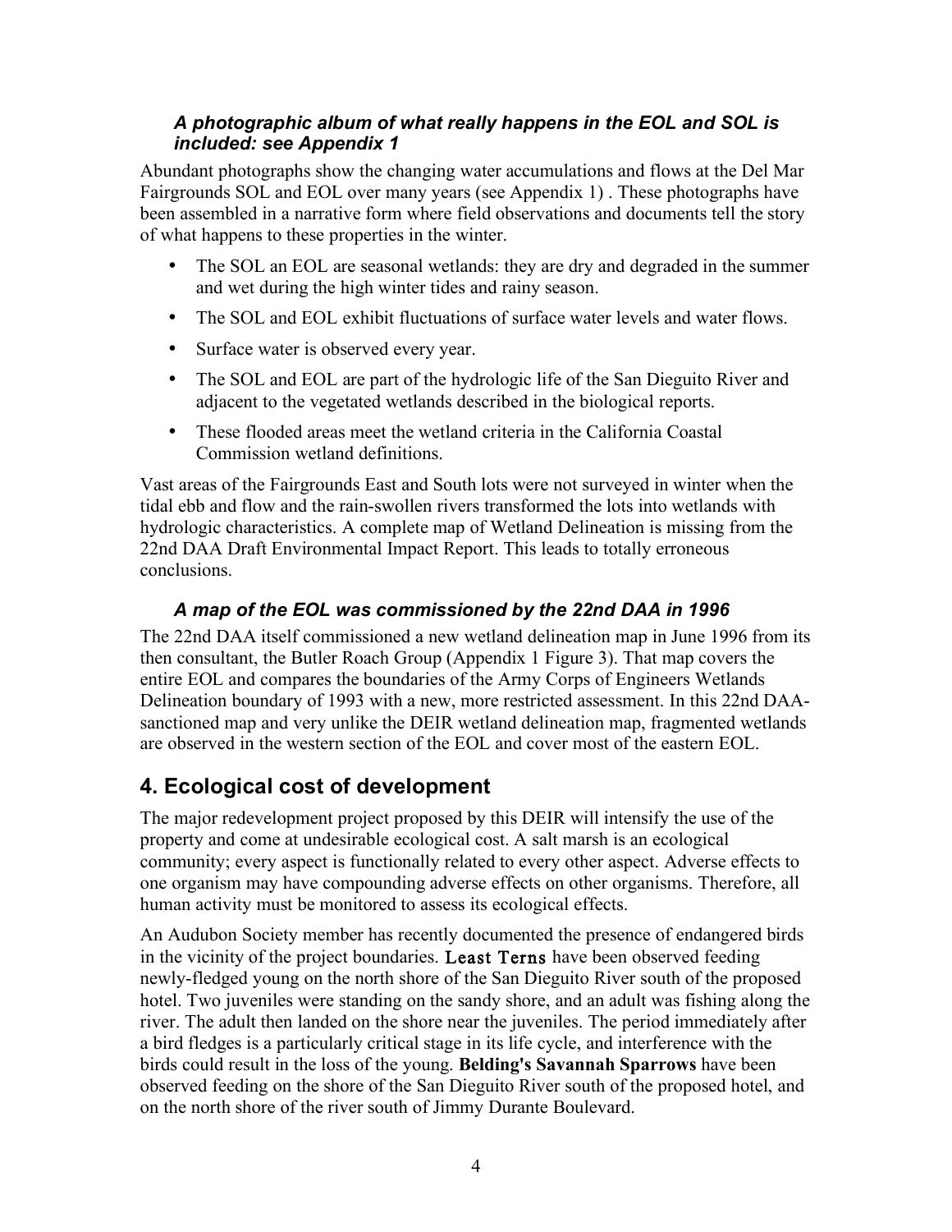### *A photographic album of what really happens in the EOL and SOL is included: see Appendix 1*

Abundant photographs show the changing water accumulations and flows at the Del Mar Fairgrounds SOL and EOL over many years (see Appendix 1) . These photographs have been assembled in a narrative form where field observations and documents tell the story of what happens to these properties in the winter.

- The SOL an EOL are seasonal wetlands: they are dry and degraded in the summer and wet during the high winter tides and rainy season.
- The SOL and EOL exhibit fluctuations of surface water levels and water flows.
- Surface water is observed every year.
- The SOL and EOL are part of the hydrologic life of the San Dieguito River and adjacent to the vegetated wetlands described in the biological reports.
- These flooded areas meet the wetland criteria in the California Coastal Commission wetland definitions.

Vast areas of the Fairgrounds East and South lots were not surveyed in winter when the tidal ebb and flow and the rain-swollen rivers transformed the lots into wetlands with hydrologic characteristics. A complete map of Wetland Delineation is missing from the 22nd DAA Draft Environmental Impact Report. This leads to totally erroneous conclusions.

### *A map of the EOL was commissioned by the 22nd DAA in 1996*

The 22nd DAA itself commissioned a new wetland delineation map in June 1996 from its then consultant, the Butler Roach Group (Appendix 1 Figure 3). That map covers the entire EOL and compares the boundaries of the Army Corps of Engineers Wetlands Delineation boundary of 1993 with a new, more restricted assessment. In this 22nd DAA-sanctioned map and very unlike the DEIR wetland delineation map, fragmented wetlands are observed in the western section of the EOL and cover most of the eastern EOL.

## 4. Ecological cost of development

The major redevelopment project proposed by this DEIR will intensify the use of the property and come at undesirable ecological cost. A salt marsh is an ecological community; every aspect is functionally related to every other aspect. Adverse effects to one organism may have compounding adverse effects on other organisms. Therefore, all human activity must be monitored to assess its ecological effects.

An Audubon Society member has recently documented the presence of endangered birds in the vicinity of the project boundaries. **Least Terns** have been observed feeding newly-fledged young on the north shore of the San Dieguito River south of the proposed hotel. Two juveniles were standing on the sandy shore, and an adult was fishing along the river. The adult then landed on the shore near the juveniles. The period immediately after a bird fledges is a particularly critical stage in its life cycle, and interference with the birds could result in the loss of the young. **Belding's Savannah Sparrows** have been observed feeding on the shore of the San Dieguito River south of the proposed hotel, and on the north shore of the river south of Jimmy Durante Boulevard.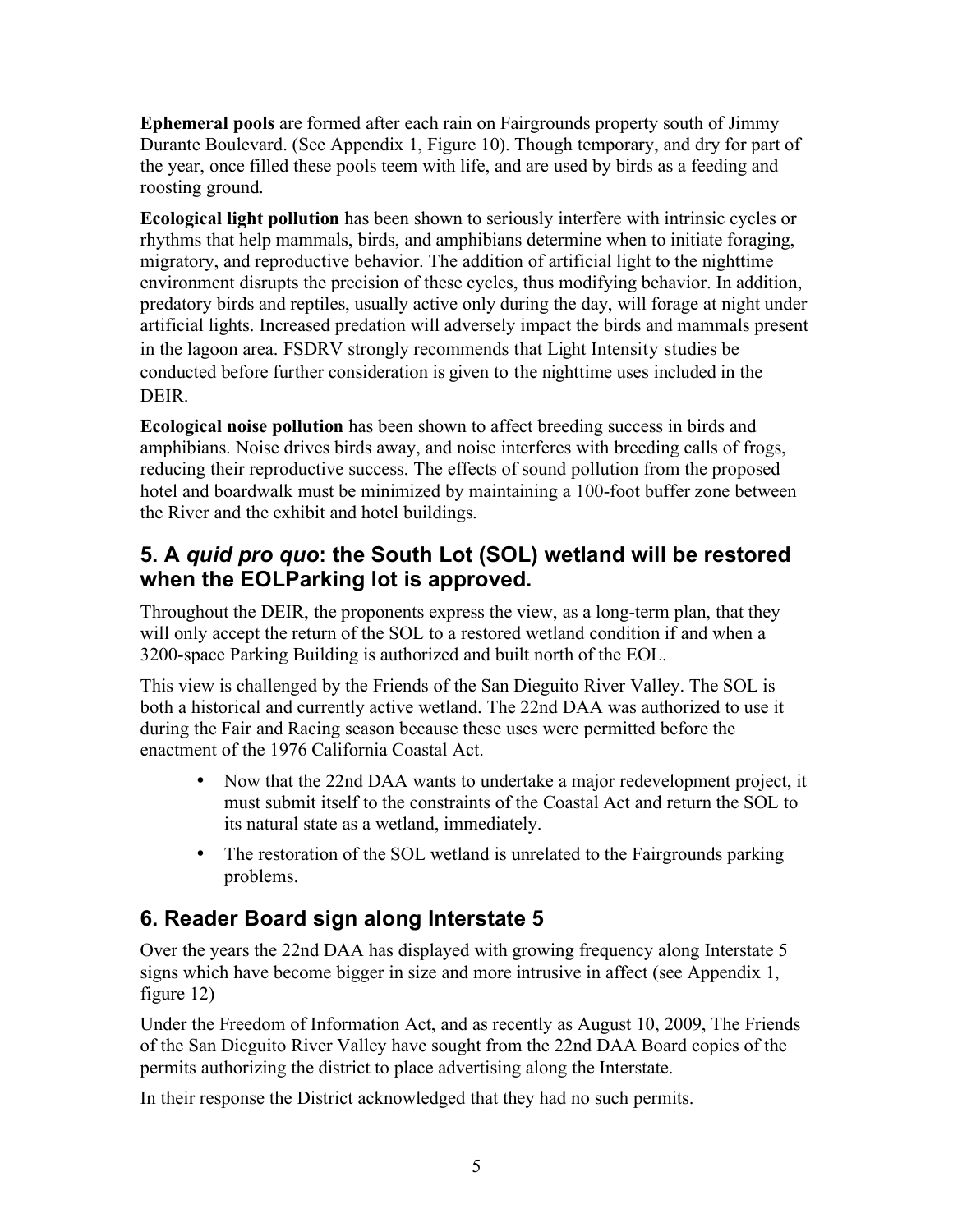**Ephemeral pools** are formed after each rain on Fairgrounds property south of Jimmy Durante Boulevard. (See Appendix 1, Figure 10). Though temporary, and dry for part of the year, once filled these pools teem with life, and are used by birds as a feeding and roosting ground.

**Ecological light pollution** has been shown to seriously interfere with intrinsic cycles or rhythms that help mammals, birds, and amphibians determine when to initiate foraging, migratory, and reproductive behavior. The addition of artificial light to the nighttime environment disrupts the precision of these cycles, thus modifying behavior. In addition, predatory birds and reptiles, usually active only during the day, will forage at night under artificial lights. Increased predation will adversely impact the birds and mammals present in the lagoon area. FSDRV strongly recommends that Light Intensity studies be conducted before further consideration is given to the nighttime uses included in the DEIR.

**Ecological noise pollution** has been shown to affect breeding success in birds and amphibians. Noise drives birds away, and noise interferes with breeding calls of frogs, reducing their reproductive success. The effects of sound pollution from the proposed hotel and boardwalk must be minimized by maintaining a 100-foot buffer zone between the River and the exhibit and hotel buildings.

## 5. A *quid pro quo*: the South Lot (SOL) wetland will be restored when the EOLParking lot is approved.

Throughout the DEIR, the proponents express the view, as a long-term plan, that they will only accept the return of the SOL to a restored wetland condition if and when a 3200-space Parking Building is authorized and built north of the EOL.

This view is challenged by the Friends of the San Dieguito River Valley. The SOL is both a historical and currently active wetland. The 22nd DAA was authorized to use it during the Fair and Racing season because these uses were permitted before the enactment of the 1976 California Coastal Act.

- Now that the 22nd DAA wants to undertake a major redevelopment project, it must submit itself to the constraints of the Coastal Act and return the SOL to its natural state as a wetland, immediately.
- The restoration of the SOL wetland is unrelated to the Fairgrounds parking problems.

## 6. Reader Board sign along Interstate 5

Over the years the 22nd DAA has displayed with growing frequency along Interstate 5 signs which have become bigger in size and more intrusive in affect (see Appendix 1, figure 12)

Under the Freedom of Information Act, and as recently as August 10, 2009, The Friends of the San Dieguito River Valley have sought from the 22nd DAA Board copies of the permits authorizing the district to place advertising along the Interstate.

In their response the District acknowledged that they had no such permits.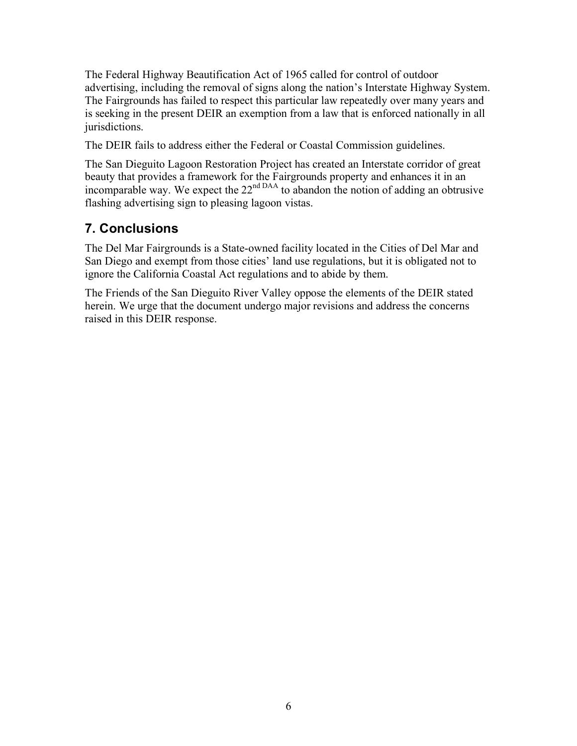The Federal Highway Beautification Act of 1965 called for control of outdoor advertising, including the removal of signs along the nation's Interstate Highway System. The Fairgrounds has failed to respect this particular law repeatedly over many years and is seeking in the present DEIR an exemption from a law that is enforced nationally in all jurisdictions.

The DEIR fails to address either the Federal or Coastal Commission guidelines.

The San Dieguito Lagoon Restoration Project has created an Interstate corridor of great beauty that provides a framework for the Fairgrounds property and enhances it in an incomparable way. We expect the 22nd DAA to abandon the notion of adding an obtrusive flashing advertising sign to pleasing lagoon vistas.

## 7. Conclusions

The Del Mar Fairgrounds is a State-owned facility located in the Cities of Del Mar and San Diego and exempt from those cities' land use regulations, but it is obligated not to ignore the California Coastal Act regulations and to abide by them.

The Friends of the San Dieguito River Valley oppose the elements of the DEIR stated herein. We urge that the document undergo major revisions and address the concerns raised in this DEIR response.